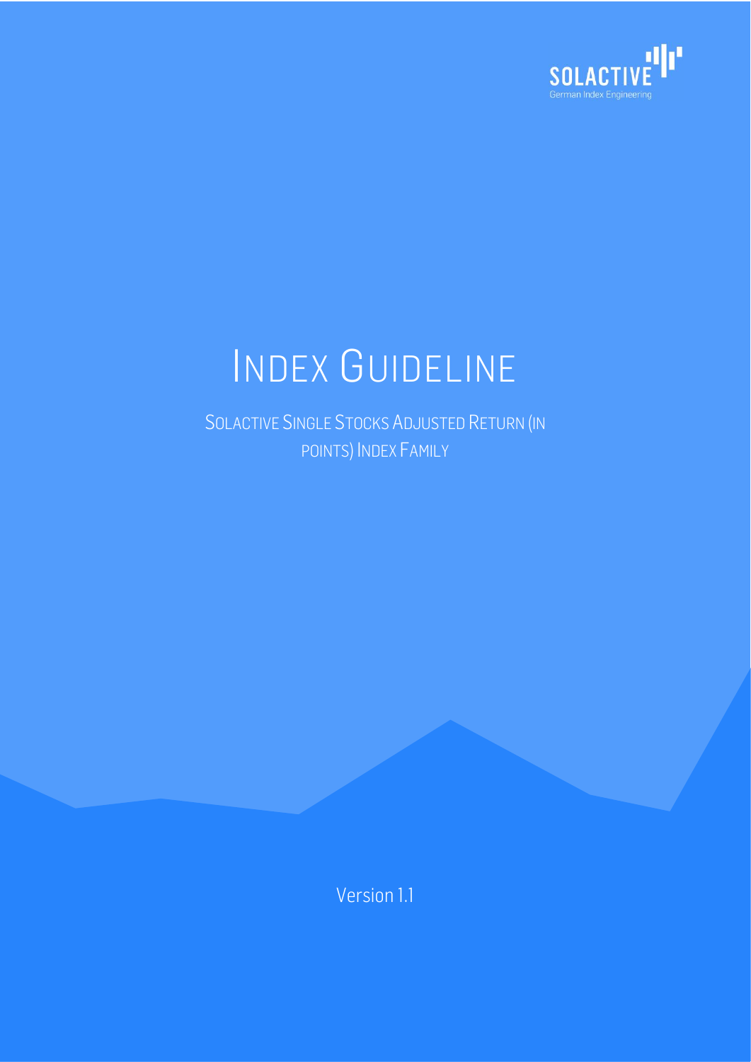SOLACTIVE

German Index Engineering

# INDEX GUIDELINE

## SOLACTIVE SINGLE STOCKS ADJUSTED RETURN (IN POINTS) INDEX FAMILY

Version 1.1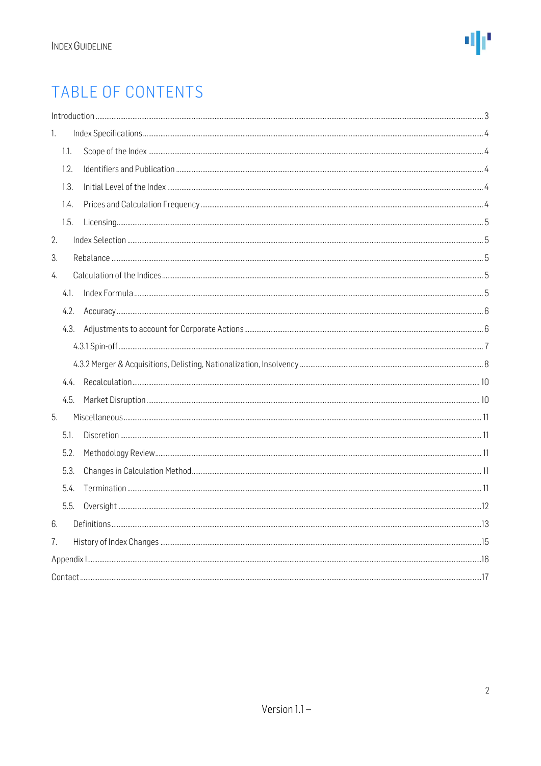# TABLE OF CONTENTS

Introduction ........ 3

1. Index Specifications ........ 4
   - 1.1. Scope of the Index ........ 4
   - 1.2. Identifiers and Publication ........ 4
   - 1.3. Initial Level of the Index ........ 4
   - 1.4. Prices and Calculation Frequency ........ 4
   - 1.5. Licensing ........ 5
2. Index Selection ........ 5
3. Rebalance ........ 5
4. Calculation of the Indices ........ 5
   - 4.1. Index Formula ........ 5
   - 4.2. Accuracy ........ 6
   - 4.3. Adjustments to account for Corporate Actions ........ 6
     - 4.3.1 Spin-off ........ 7
     - 4.3.2 Merger & Acquisitions, Delisting, Nationalization, Insolvency ........ 8
   - 4.4. Recalculation ........ 10
   - 4.5. Market Disruption ........ 10
5. Miscellaneous ........ 11
   - 5.1. Discretion ........ 11
   - 5.2. Methodology Review ........ 11
   - 5.3. Changes in Calculation Method ........ 11
   - 5.4. Termination ........ 11
   - 5.5. Oversight ........ 12
6. Definitions ........ 13
7. History of Index Changes ........ 15

Appendix I ........ 16

Contact ........ 17

Version 1.1 –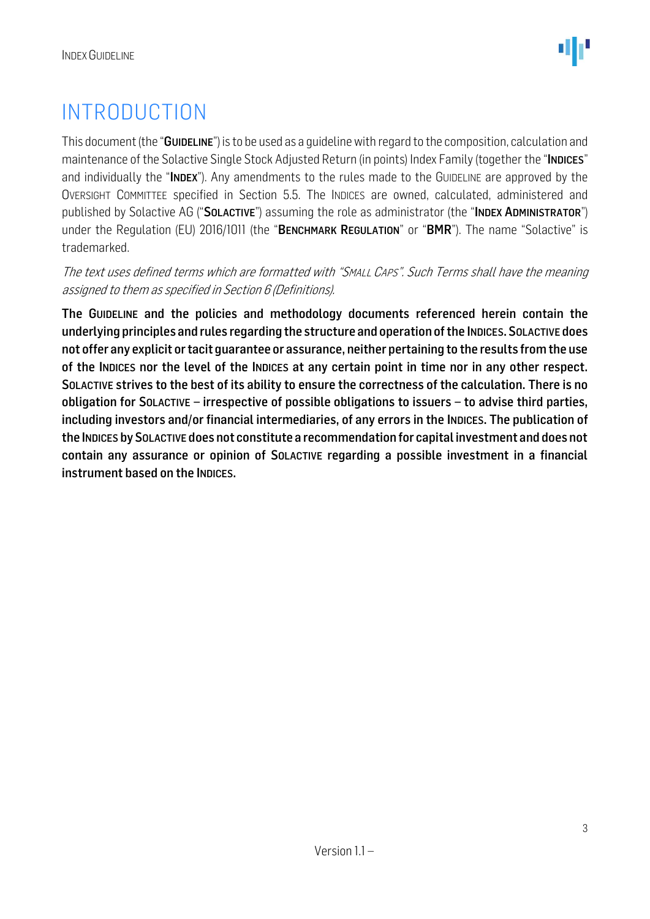# INTRODUCTION

This document (the "**GUIDELINE**") is to be used as a guideline with regard to the composition, calculation and maintenance of the Solactive Single Stock Adjusted Return (in points) Index Family (together the "**INDICES**" and individually the "**INDEX**"). Any amendments to the rules made to the GUIDELINE are approved by the OVERSIGHT COMMITTEE specified in Section 5.5. The INDICES are owned, calculated, administered and published by Solactive AG ("**SOLACTIVE**") assuming the role as administrator (the "**INDEX ADMINISTRATOR**") under the Regulation (EU) 2016/1011 (the "**BENCHMARK REGULATION**" or "**BMR**"). The name "Solactive" is trademarked.

*The text uses defined terms which are formatted with "SMALL CAPS". Such Terms shall have the meaning assigned to them as specified in Section 6 (Definitions).*

**The GUIDELINE and the policies and methodology documents referenced herein contain the underlying principles and rules regarding the structure and operation of the INDICES. SOLACTIVE does not offer any explicit or tacit guarantee or assurance, neither pertaining to the results from the use of the INDICES nor the level of the INDICES at any certain point in time nor in any other respect. SOLACTIVE strives to the best of its ability to ensure the correctness of the calculation. There is no obligation for SOLACTIVE – irrespective of possible obligations to issuers – to advise third parties, including investors and/or financial intermediaries, of any errors in the INDICES. The publication of the INDICES by SOLACTIVE does not constitute a recommendation for capital investment and does not contain any assurance or opinion of SOLACTIVE regarding a possible investment in a financial instrument based on the INDICES.**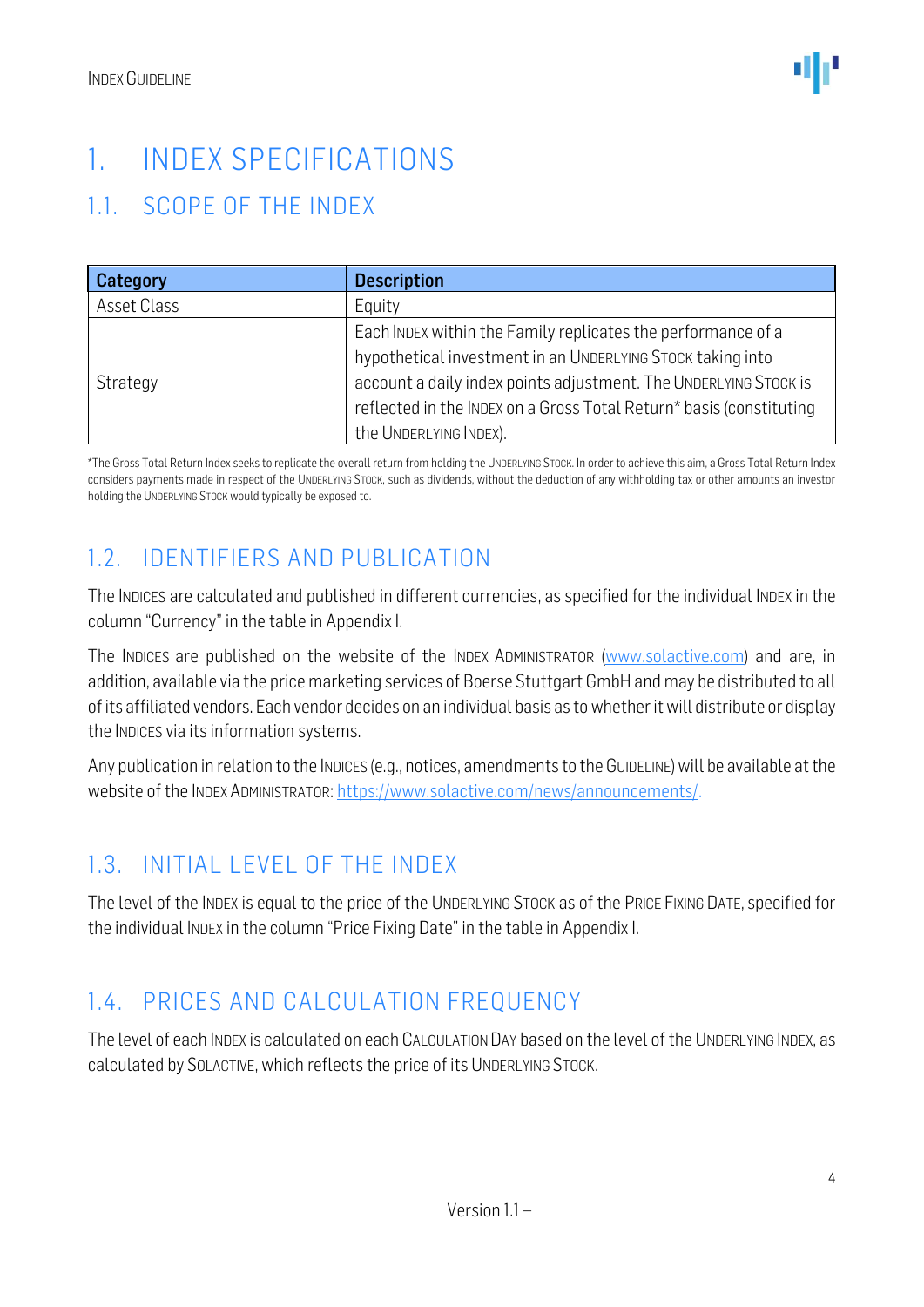# 1. INDEX SPECIFICATIONS

## 1.1. SCOPE OF THE INDEX

| Category | Description |
| --- | --- |
| Asset Class | Equity |
| Strategy | Each INDEX within the Family replicates the performance of a hypothetical investment in an UNDERLYING STOCK taking into account a daily index points adjustment. The UNDERLYING STOCK is reflected in the INDEX on a Gross Total Return* basis (constituting the UNDERLYING INDEX). |

*The Gross Total Return Index seeks to replicate the overall return from holding the UNDERLYING STOCK. In order to achieve this aim, a Gross Total Return Index considers payments made in respect of the UNDERLYING STOCK, such as dividends, without the deduction of any withholding tax or other amounts an investor holding the UNDERLYING STOCK would typically be exposed to.

## 1.2. IDENTIFIERS AND PUBLICATION

The INDICES are calculated and published in different currencies, as specified for the individual INDEX in the column "Currency" in the table in Appendix I.

The INDICES are published on the website of the INDEX ADMINISTRATOR (www.solactive.com) and are, in addition, available via the price marketing services of Boerse Stuttgart GmbH and may be distributed to all of its affiliated vendors. Each vendor decides on an individual basis as to whether it will distribute or display the INDICES via its information systems.

Any publication in relation to the INDICES (e.g., notices, amendments to the GUIDELINE) will be available at the website of the INDEX ADMINISTRATOR: https://www.solactive.com/news/announcements/.

## 1.3. INITIAL LEVEL OF THE INDEX

The level of the INDEX is equal to the price of the UNDERLYING STOCK as of the PRICE FIXING DATE, specified for the individual INDEX in the column "Price Fixing Date" in the table in Appendix I.

## 1.4. PRICES AND CALCULATION FREQUENCY

The level of each INDEX is calculated on each CALCULATION DAY based on the level of the UNDERLYING INDEX, as calculated by SOLACTIVE, which reflects the price of its UNDERLYING STOCK.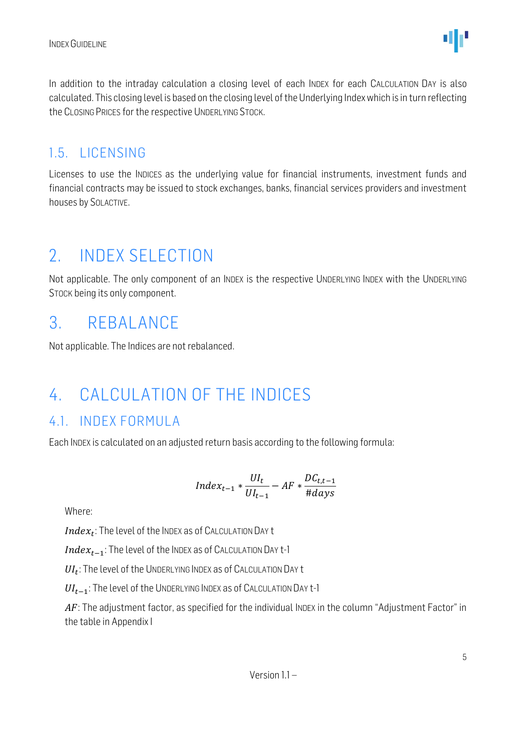In addition to the intraday calculation a closing level of each INDEX for each CALCULATION DAY is also calculated. This closing level is based on the closing level of the Underlying Index which is in turn reflecting the CLOSING PRICES for the respective UNDERLYING STOCK.

## 1.5. LICENSING

Licenses to use the INDICES as the underlying value for financial instruments, investment funds and financial contracts may be issued to stock exchanges, banks, financial services providers and investment houses by SOLACTIVE.

# 2. INDEX SELECTION

Not applicable. The only component of an INDEX is the respective UNDERLYING INDEX with the UNDERLYING STOCK being its only component.

# 3. REBALANCE

Not applicable. The Indices are not rebalanced.

# 4. CALCULATION OF THE INDICES

## 4.1. INDEX FORMULA

Each INDEX is calculated on an adjusted return basis according to the following formula:

$$Index_{t-1} * \frac{UI_t}{UI_{t-1}} - AF * \frac{DC_{t,t-1}}{\#days}$$

Where:

$Index_t$: The level of the INDEX as of CALCULATION DAY t

$Index_{t-1}$: The level of the INDEX as of CALCULATION DAY t-1

$UI_t$: The level of the UNDERLYING INDEX as of CALCULATION DAY t

$UI_{t-1}$: The level of the UNDERLYING INDEX as of CALCULATION DAY t-1

$AF$: The adjustment factor, as specified for the individual INDEX in the column "Adjustment Factor" in the table in Appendix I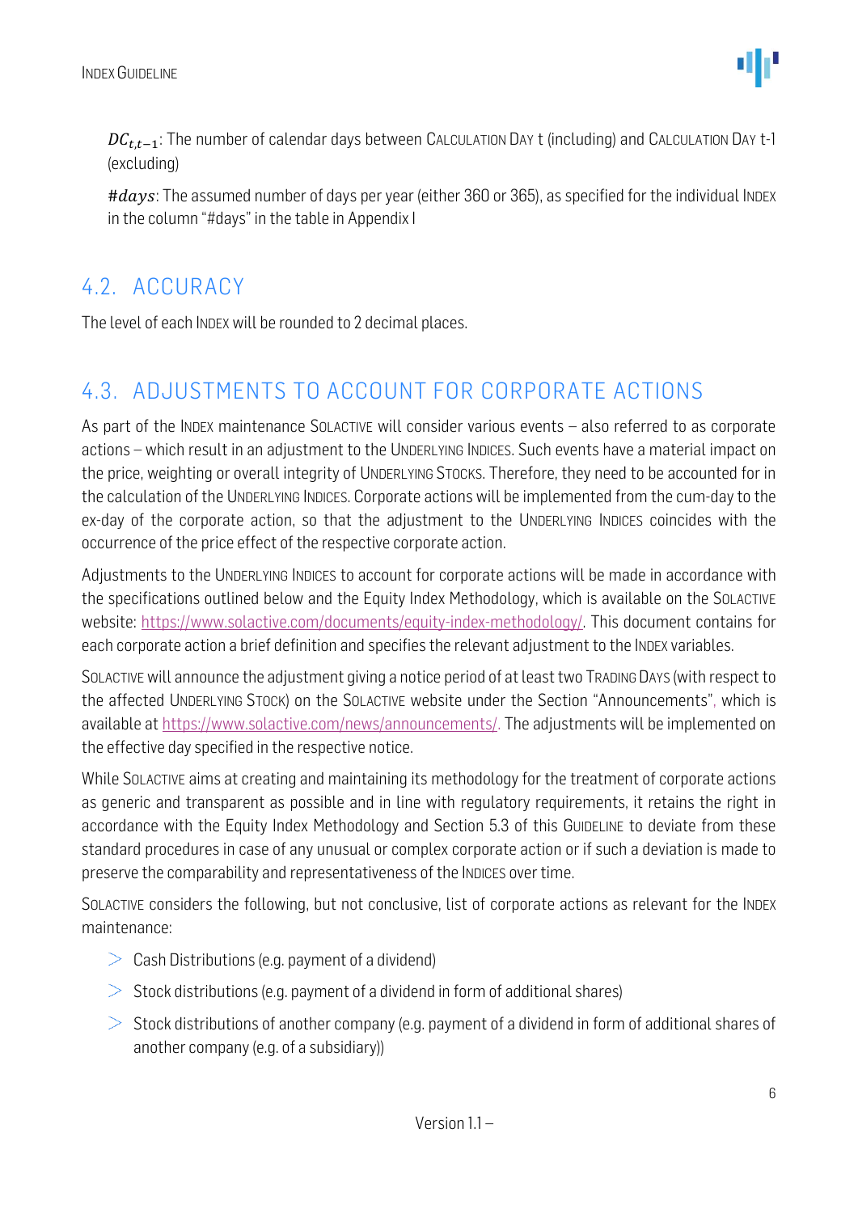$DC_{t,t-1}$: The number of calendar days between CALCULATION DAY t (including) and CALCULATION DAY t-1 (excluding)

$\#days$: The assumed number of days per year (either 360 or 365), as specified for the individual INDEX in the column "#days" in the table in Appendix I

## 4.2. ACCURACY

The level of each INDEX will be rounded to 2 decimal places.

## 4.3. ADJUSTMENTS TO ACCOUNT FOR CORPORATE ACTIONS

As part of the INDEX maintenance SOLACTIVE will consider various events – also referred to as corporate actions – which result in an adjustment to the UNDERLYING INDICES. Such events have a material impact on the price, weighting or overall integrity of UNDERLYING STOCKS. Therefore, they need to be accounted for in the calculation of the UNDERLYING INDICES. Corporate actions will be implemented from the cum-day to the ex-day of the corporate action, so that the adjustment to the UNDERLYING INDICES coincides with the occurrence of the price effect of the respective corporate action.

Adjustments to the UNDERLYING INDICES to account for corporate actions will be made in accordance with the specifications outlined below and the Equity Index Methodology, which is available on the SOLACTIVE website: https://www.solactive.com/documents/equity-index-methodology/. This document contains for each corporate action a brief definition and specifies the relevant adjustment to the INDEX variables.

SOLACTIVE will announce the adjustment giving a notice period of at least two TRADING DAYS (with respect to the affected UNDERLYING STOCK) on the SOLACTIVE website under the Section "Announcements", which is available at https://www.solactive.com/news/announcements/. The adjustments will be implemented on the effective day specified in the respective notice.

While SOLACTIVE aims at creating and maintaining its methodology for the treatment of corporate actions as generic and transparent as possible and in line with regulatory requirements, it retains the right in accordance with the Equity Index Methodology and Section 5.3 of this GUIDELINE to deviate from these standard procedures in case of any unusual or complex corporate action or if such a deviation is made to preserve the comparability and representativeness of the INDICES over time.

SOLACTIVE considers the following, but not conclusive, list of corporate actions as relevant for the INDEX maintenance:

- Cash Distributions (e.g. payment of a dividend)
- Stock distributions (e.g. payment of a dividend in form of additional shares)
- Stock distributions of another company (e.g. payment of a dividend in form of additional shares of another company (e.g. of a subsidiary))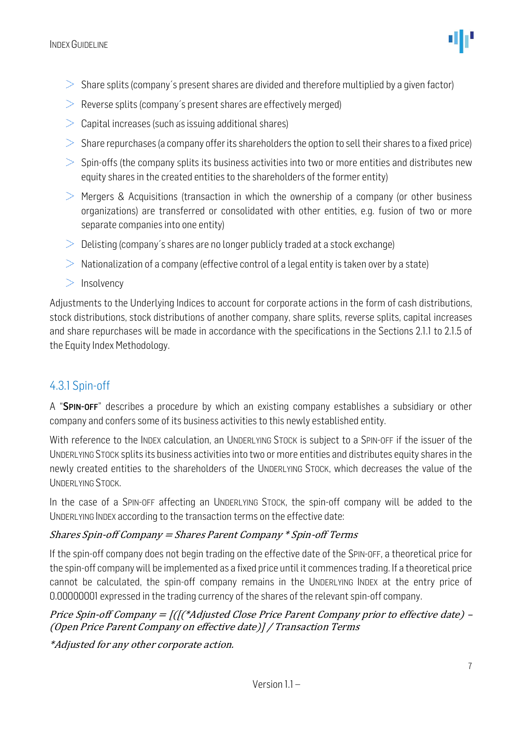- Share splits (company´s present shares are divided and therefore multiplied by a given factor)
- Reverse splits (company´s present shares are effectively merged)
- Capital increases (such as issuing additional shares)
- Share repurchases (a company offer its shareholders the option to sell their shares to a fixed price)
- Spin-offs (the company splits its business activities into two or more entities and distributes new equity shares in the created entities to the shareholders of the former entity)
- Mergers & Acquisitions (transaction in which the ownership of a company (or other business organizations) are transferred or consolidated with other entities, e.g. fusion of two or more separate companies into one entity)
- Delisting (company´s shares are no longer publicly traded at a stock exchange)
- Nationalization of a company (effective control of a legal entity is taken over by a state)
- Insolvency

Adjustments to the Underlying Indices to account for corporate actions in the form of cash distributions, stock distributions, stock distributions of another company, share splits, reverse splits, capital increases and share repurchases will be made in accordance with the specifications in the Sections 2.1.1 to 2.1.5 of the Equity Index Methodology.

### 4.3.1 Spin-off

A "**SPIN-OFF**" describes a procedure by which an existing company establishes a subsidiary or other company and confers some of its business activities to this newly established entity.

With reference to the INDEX calculation, an UNDERLYING STOCK is subject to a SPIN-OFF if the issuer of the UNDERLYING STOCK splits its business activities into two or more entities and distributes equity shares in the newly created entities to the shareholders of the UNDERLYING STOCK, which decreases the value of the UNDERLYING STOCK.

In the case of a SPIN-OFF affecting an UNDERLYING STOCK, the spin-off company will be added to the UNDERLYING INDEX according to the transaction terms on the effective date:

*Shares Spin-off Company = Shares Parent Company * Spin-off Terms*

If the spin-off company does not begin trading on the effective date of the SPIN-OFF, a theoretical price for the spin-off company will be implemented as a fixed price until it commences trading. If a theoretical price cannot be calculated, the spin-off company remains in the UNDERLYING INDEX at the entry price of 0.00000001 expressed in the trading currency of the shares of the relevant spin-off company.

*Price Spin-off Company = [([(*Adjusted Close Price Parent Company prior to effective date) – (Open Price Parent Company on effective date)] / Transaction Terms*

**Adjusted for any other corporate action.*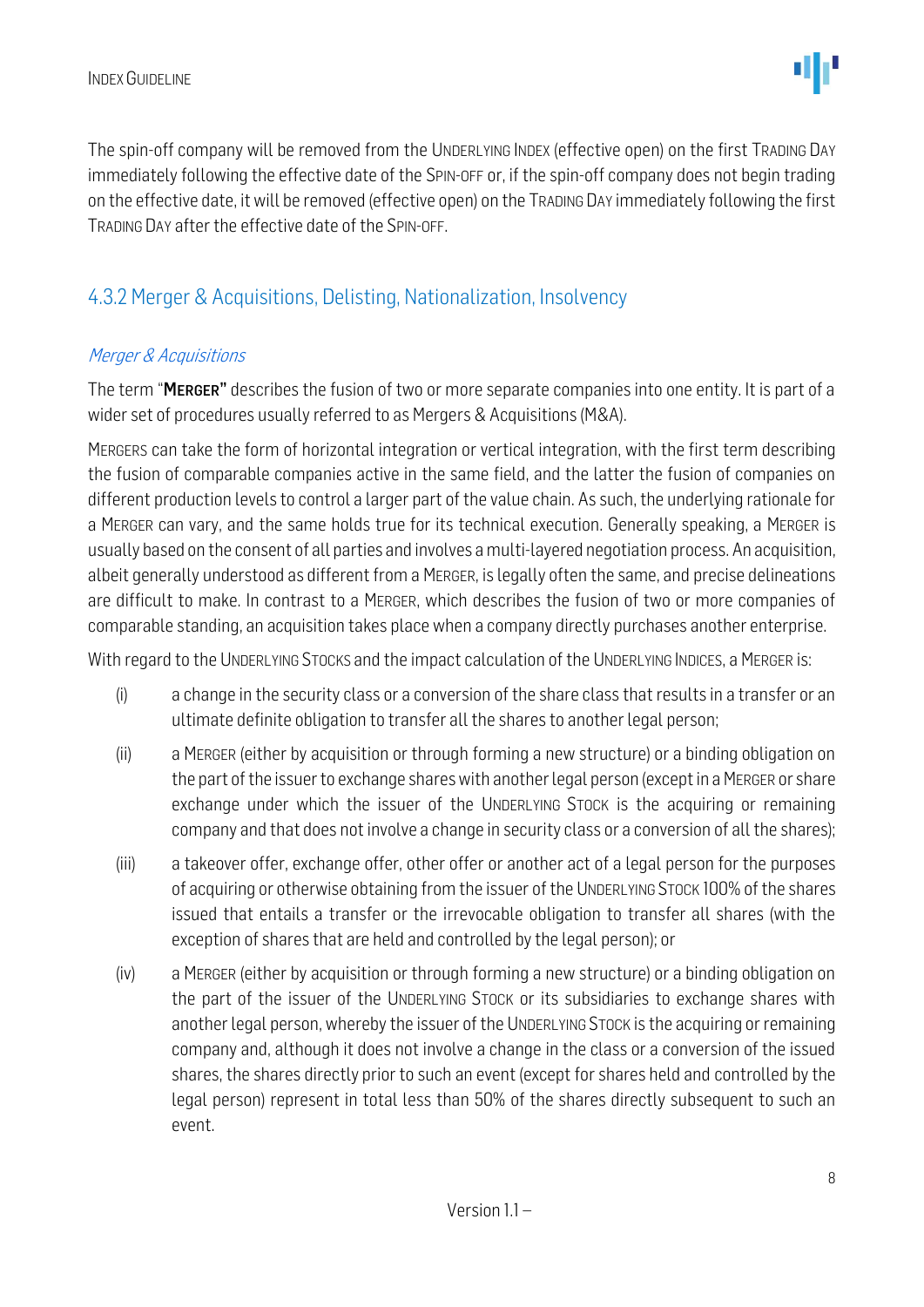The spin-off company will be removed from the UNDERLYING INDEX (effective open) on the first TRADING DAY immediately following the effective date of the SPIN-OFF or, if the spin-off company does not begin trading on the effective date, it will be removed (effective open) on the TRADING DAY immediately following the first TRADING DAY after the effective date of the SPIN-OFF.

## 4.3.2 Merger & Acquisitions, Delisting, Nationalization, Insolvency

### *Merger & Acquisitions*

The term "**MERGER**" describes the fusion of two or more separate companies into one entity. It is part of a wider set of procedures usually referred to as Mergers & Acquisitions (M&A).

MERGERS can take the form of horizontal integration or vertical integration, with the first term describing the fusion of comparable companies active in the same field, and the latter the fusion of companies on different production levels to control a larger part of the value chain. As such, the underlying rationale for a MERGER can vary, and the same holds true for its technical execution. Generally speaking, a MERGER is usually based on the consent of all parties and involves a multi-layered negotiation process. An acquisition, albeit generally understood as different from a MERGER, is legally often the same, and precise delineations are difficult to make. In contrast to a MERGER, which describes the fusion of two or more companies of comparable standing, an acquisition takes place when a company directly purchases another enterprise.

With regard to the UNDERLYING STOCKS and the impact calculation of the UNDERLYING INDICES, a MERGER is:

(i) a change in the security class or a conversion of the share class that results in a transfer or an ultimate definite obligation to transfer all the shares to another legal person;

(ii) a MERGER (either by acquisition or through forming a new structure) or a binding obligation on the part of the issuer to exchange shares with another legal person (except in a MERGER or share exchange under which the issuer of the UNDERLYING STOCK is the acquiring or remaining company and that does not involve a change in security class or a conversion of all the shares);

(iii) a takeover offer, exchange offer, other offer or another act of a legal person for the purposes of acquiring or otherwise obtaining from the issuer of the UNDERLYING STOCK 100% of the shares issued that entails a transfer or the irrevocable obligation to transfer all shares (with the exception of shares that are held and controlled by the legal person); or

(iv) a MERGER (either by acquisition or through forming a new structure) or a binding obligation on the part of the issuer of the UNDERLYING STOCK or its subsidiaries to exchange shares with another legal person, whereby the issuer of the UNDERLYING STOCK is the acquiring or remaining company and, although it does not involve a change in the class or a conversion of the issued shares, the shares directly prior to such an event (except for shares held and controlled by the legal person) represent in total less than 50% of the shares directly subsequent to such an event.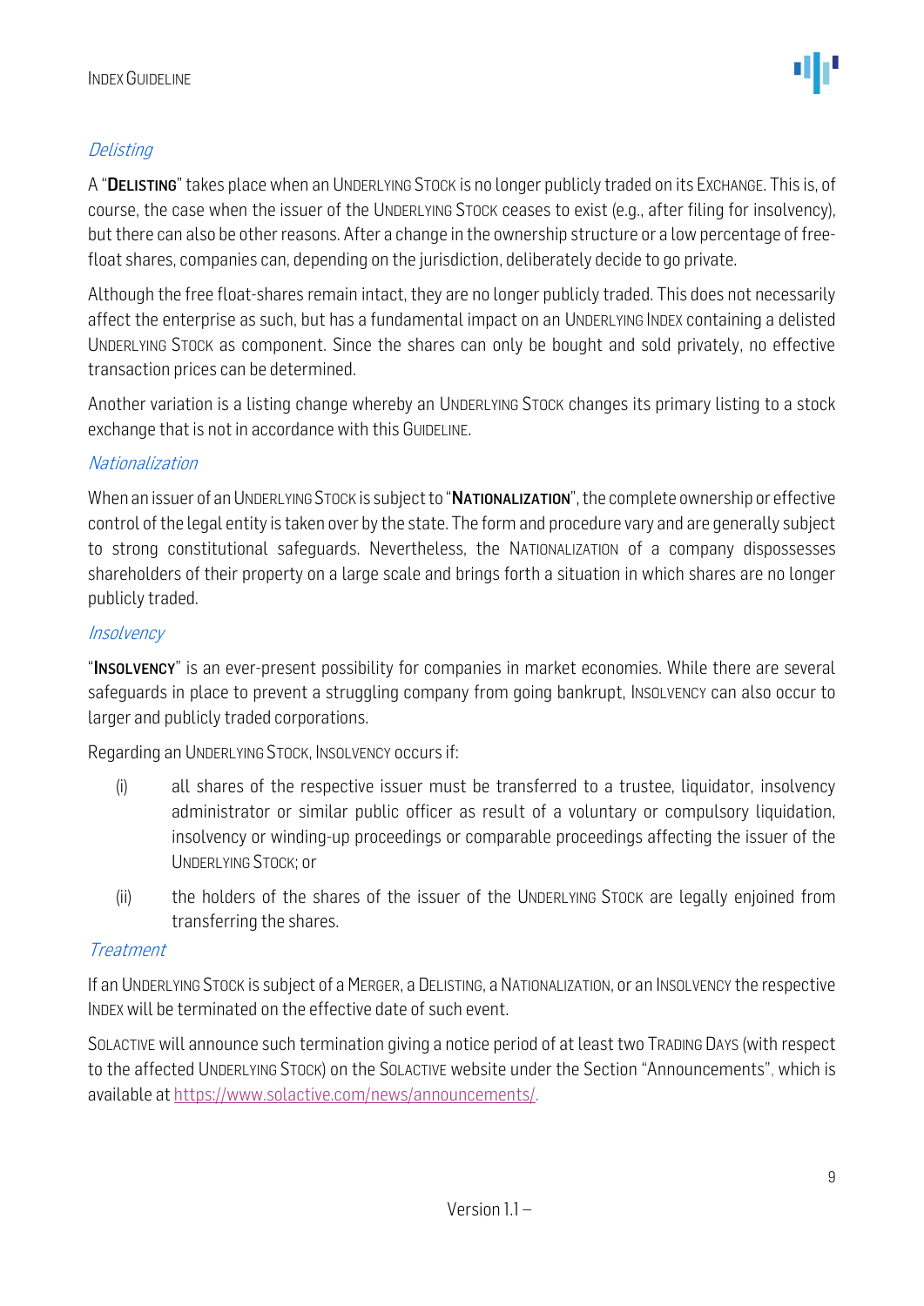*Delisting*

A "**DELISTING**" takes place when an UNDERLYING STOCK is no longer publicly traded on its EXCHANGE. This is, of course, the case when the issuer of the UNDERLYING STOCK ceases to exist (e.g., after filing for insolvency), but there can also be other reasons. After a change in the ownership structure or a low percentage of free-float shares, companies can, depending on the jurisdiction, deliberately decide to go private.

Although the free float-shares remain intact, they are no longer publicly traded. This does not necessarily affect the enterprise as such, but has a fundamental impact on an UNDERLYING INDEX containing a delisted UNDERLYING STOCK as component. Since the shares can only be bought and sold privately, no effective transaction prices can be determined.

Another variation is a listing change whereby an UNDERLYING STOCK changes its primary listing to a stock exchange that is not in accordance with this GUIDELINE.

*Nationalization*

When an issuer of an UNDERLYING STOCK is subject to "**NATIONALIZATION**", the complete ownership or effective control of the legal entity is taken over by the state. The form and procedure vary and are generally subject to strong constitutional safeguards. Nevertheless, the NATIONALIZATION of a company dispossesses shareholders of their property on a large scale and brings forth a situation in which shares are no longer publicly traded.

*Insolvency*

"**INSOLVENCY**" is an ever-present possibility for companies in market economies. While there are several safeguards in place to prevent a struggling company from going bankrupt, INSOLVENCY can also occur to larger and publicly traded corporations.

Regarding an UNDERLYING STOCK, INSOLVENCY occurs if:

(i) all shares of the respective issuer must be transferred to a trustee, liquidator, insolvency administrator or similar public officer as result of a voluntary or compulsory liquidation, insolvency or winding-up proceedings or comparable proceedings affecting the issuer of the UNDERLYING STOCK; or

(ii) the holders of the shares of the issuer of the UNDERLYING STOCK are legally enjoined from transferring the shares.

*Treatment*

If an UNDERLYING STOCK is subject of a MERGER, a DELISTING, a NATIONALIZATION, or an INSOLVENCY the respective INDEX will be terminated on the effective date of such event.

SOLACTIVE will announce such termination giving a notice period of at least two TRADING DAYS (with respect to the affected UNDERLYING STOCK) on the SOLACTIVE website under the Section "Announcements", which is available at https://www.solactive.com/news/announcements/.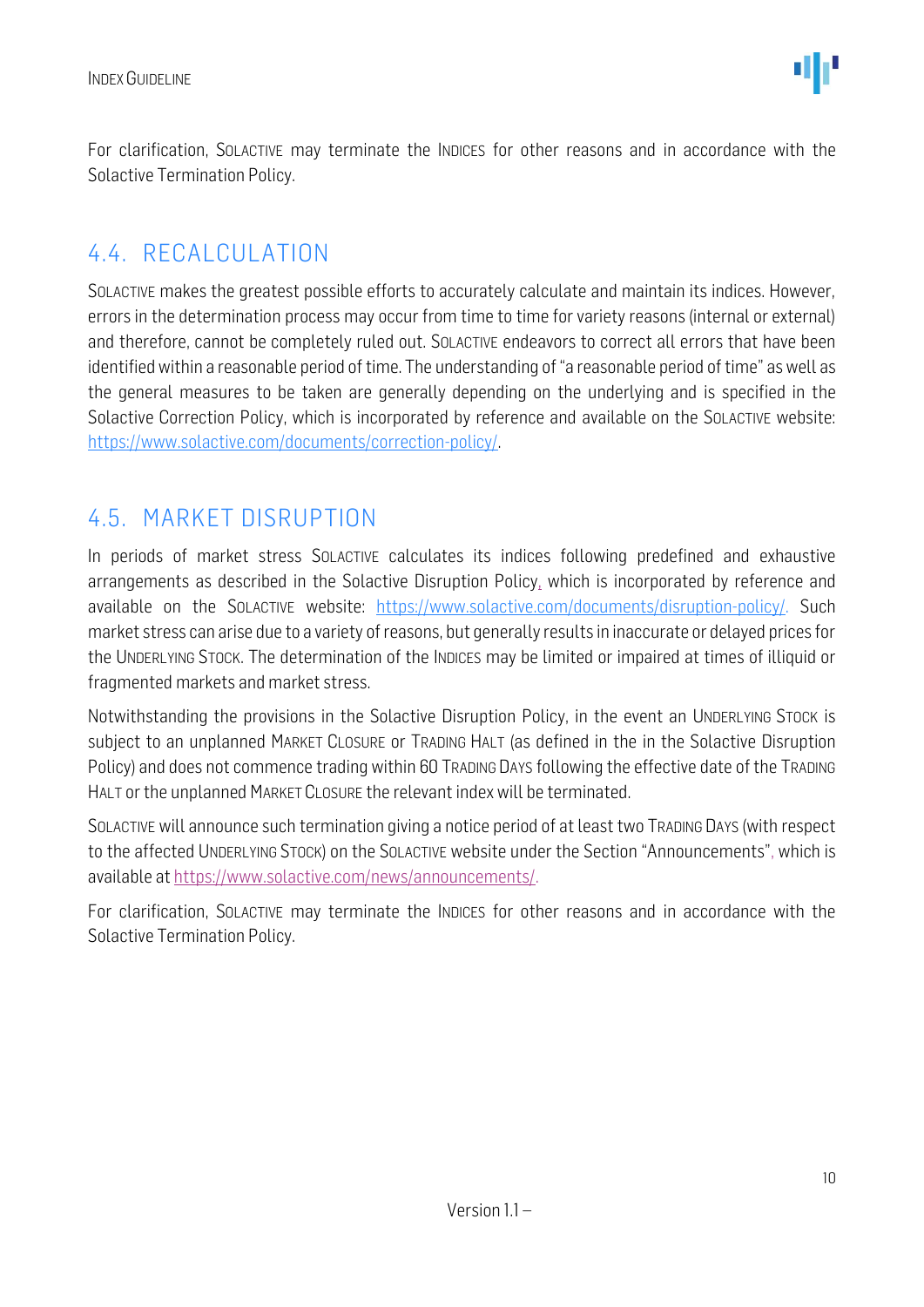For clarification, SOLACTIVE may terminate the INDICES for other reasons and in accordance with the Solactive Termination Policy.

## 4.4. RECALCULATION

SOLACTIVE makes the greatest possible efforts to accurately calculate and maintain its indices. However, errors in the determination process may occur from time to time for variety reasons (internal or external) and therefore, cannot be completely ruled out. SOLACTIVE endeavors to correct all errors that have been identified within a reasonable period of time. The understanding of "a reasonable period of time" as well as the general measures to be taken are generally depending on the underlying and is specified in the Solactive Correction Policy, which is incorporated by reference and available on the SOLACTIVE website: https://www.solactive.com/documents/correction-policy/.

## 4.5. MARKET DISRUPTION

In periods of market stress SOLACTIVE calculates its indices following predefined and exhaustive arrangements as described in the Solactive Disruption Policy, which is incorporated by reference and available on the SOLACTIVE website: https://www.solactive.com/documents/disruption-policy/. Such market stress can arise due to a variety of reasons, but generally results in inaccurate or delayed prices for the UNDERLYING STOCK. The determination of the INDICES may be limited or impaired at times of illiquid or fragmented markets and market stress.

Notwithstanding the provisions in the Solactive Disruption Policy, in the event an UNDERLYING STOCK is subject to an unplanned MARKET CLOSURE or TRADING HALT (as defined in the in the Solactive Disruption Policy) and does not commence trading within 60 TRADING DAYS following the effective date of the TRADING HALT or the unplanned MARKET CLOSURE the relevant index will be terminated.

SOLACTIVE will announce such termination giving a notice period of at least two TRADING DAYS (with respect to the affected UNDERLYING STOCK) on the SOLACTIVE website under the Section "Announcements", which is available at https://www.solactive.com/news/announcements/.

For clarification, SOLACTIVE may terminate the INDICES for other reasons and in accordance with the Solactive Termination Policy.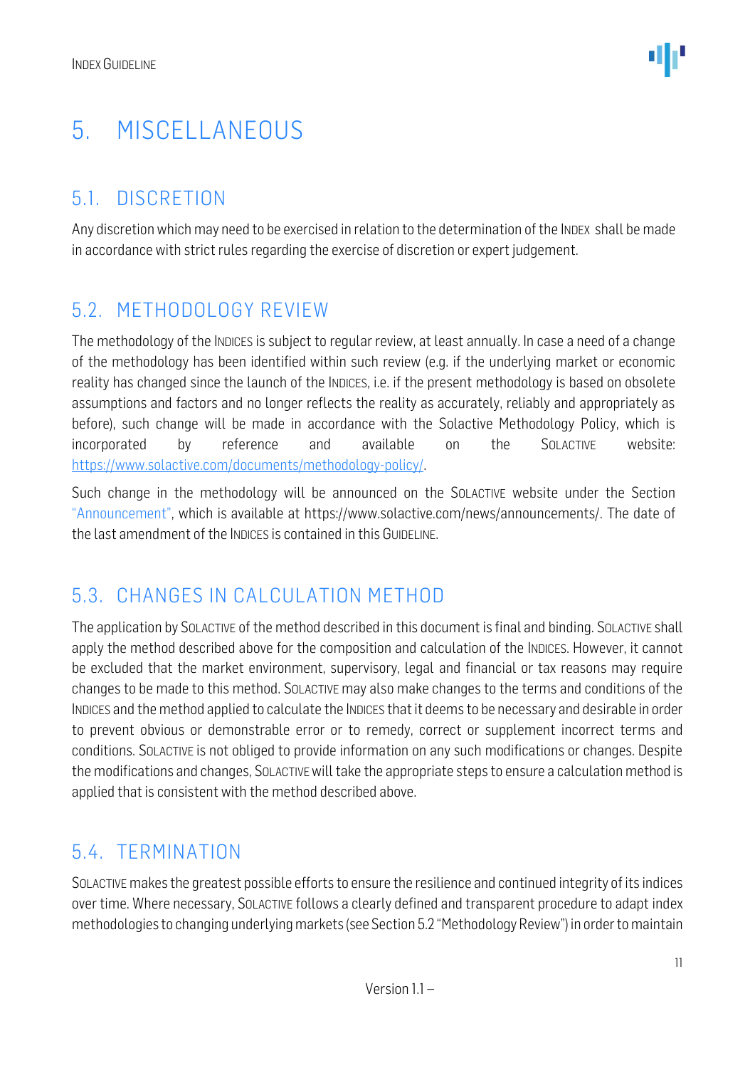# 5. MISCELLANEOUS

## 5.1. DISCRETION

Any discretion which may need to be exercised in relation to the determination of the INDEX shall be made in accordance with strict rules regarding the exercise of discretion or expert judgement.

## 5.2. METHODOLOGY REVIEW

The methodology of the INDICES is subject to regular review, at least annually. In case a need of a change of the methodology has been identified within such review (e.g. if the underlying market or economic reality has changed since the launch of the INDICES, i.e. if the present methodology is based on obsolete assumptions and factors and no longer reflects the reality as accurately, reliably and appropriately as before), such change will be made in accordance with the Solactive Methodology Policy, which is incorporated by reference and available on the SOLACTIVE website: https://www.solactive.com/documents/methodology-policy/.

Such change in the methodology will be announced on the SOLACTIVE website under the Section "Announcement", which is available at https://www.solactive.com/news/announcements/. The date of the last amendment of the INDICES is contained in this GUIDELINE.

## 5.3. CHANGES IN CALCULATION METHOD

The application by SOLACTIVE of the method described in this document is final and binding. SOLACTIVE shall apply the method described above for the composition and calculation of the INDICES. However, it cannot be excluded that the market environment, supervisory, legal and financial or tax reasons may require changes to be made to this method. SOLACTIVE may also make changes to the terms and conditions of the INDICES and the method applied to calculate the INDICES that it deems to be necessary and desirable in order to prevent obvious or demonstrable error or to remedy, correct or supplement incorrect terms and conditions. SOLACTIVE is not obliged to provide information on any such modifications or changes. Despite the modifications and changes, SOLACTIVE will take the appropriate steps to ensure a calculation method is applied that is consistent with the method described above.

## 5.4. TERMINATION

SOLACTIVE makes the greatest possible efforts to ensure the resilience and continued integrity of its indices over time. Where necessary, SOLACTIVE follows a clearly defined and transparent procedure to adapt index methodologies to changing underlying markets (see Section 5.2 "Methodology Review") in order to maintain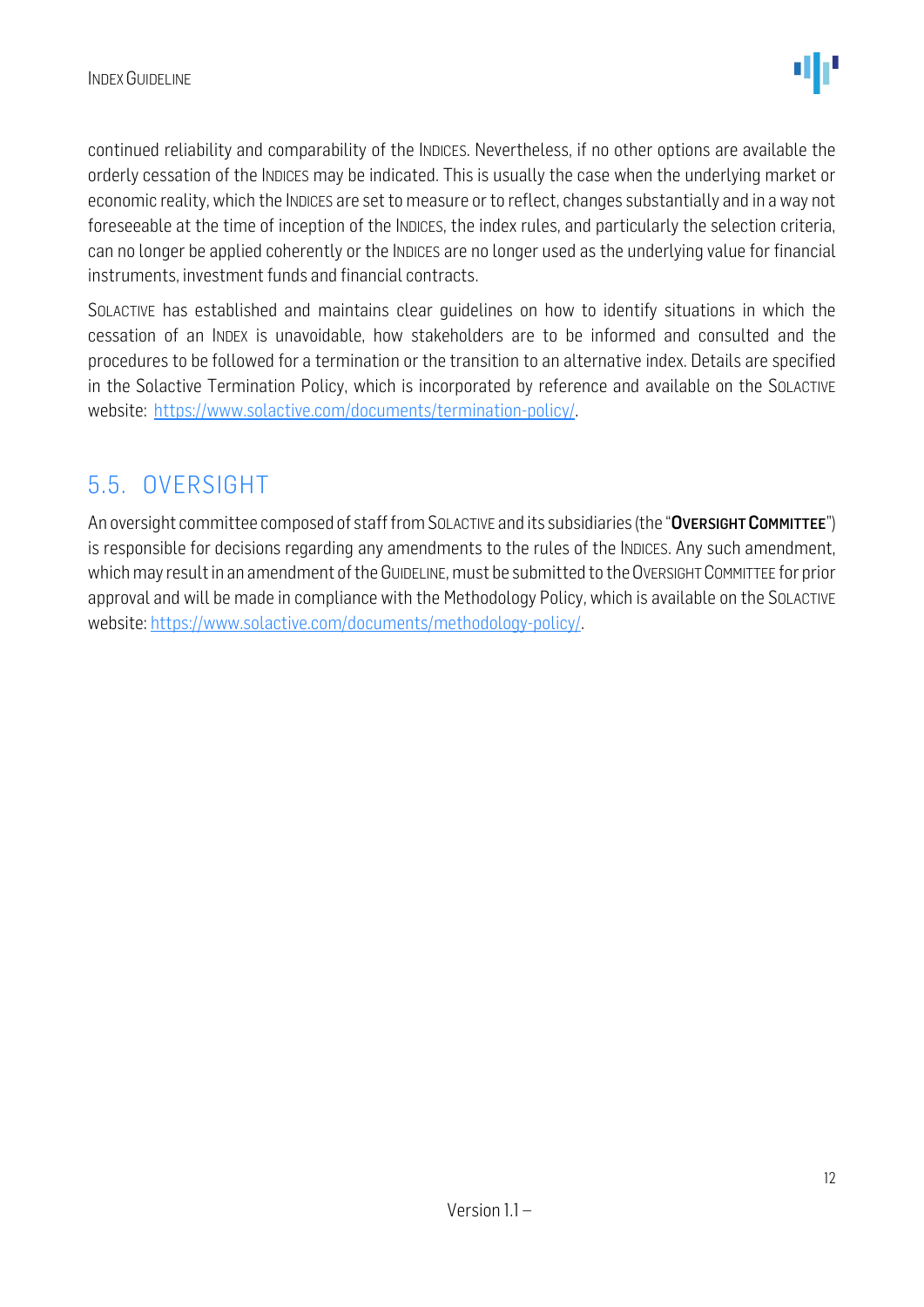continued reliability and comparability of the INDICES. Nevertheless, if no other options are available the orderly cessation of the INDICES may be indicated. This is usually the case when the underlying market or economic reality, which the INDICES are set to measure or to reflect, changes substantially and in a way not foreseeable at the time of inception of the INDICES, the index rules, and particularly the selection criteria, can no longer be applied coherently or the INDICES are no longer used as the underlying value for financial instruments, investment funds and financial contracts.

SOLACTIVE has established and maintains clear guidelines on how to identify situations in which the cessation of an INDEX is unavoidable, how stakeholders are to be informed and consulted and the procedures to be followed for a termination or the transition to an alternative index. Details are specified in the Solactive Termination Policy, which is incorporated by reference and available on the SOLACTIVE website: https://www.solactive.com/documents/termination-policy/.

## 5.5. OVERSIGHT

An oversight committee composed of staff from SOLACTIVE and its subsidiaries (the "**OVERSIGHT COMMITTEE**") is responsible for decisions regarding any amendments to the rules of the INDICES. Any such amendment, which may result in an amendment of the GUIDELINE, must be submitted to the OVERSIGHT COMMITTEE for prior approval and will be made in compliance with the Methodology Policy, which is available on the SOLACTIVE website: https://www.solactive.com/documents/methodology-policy/.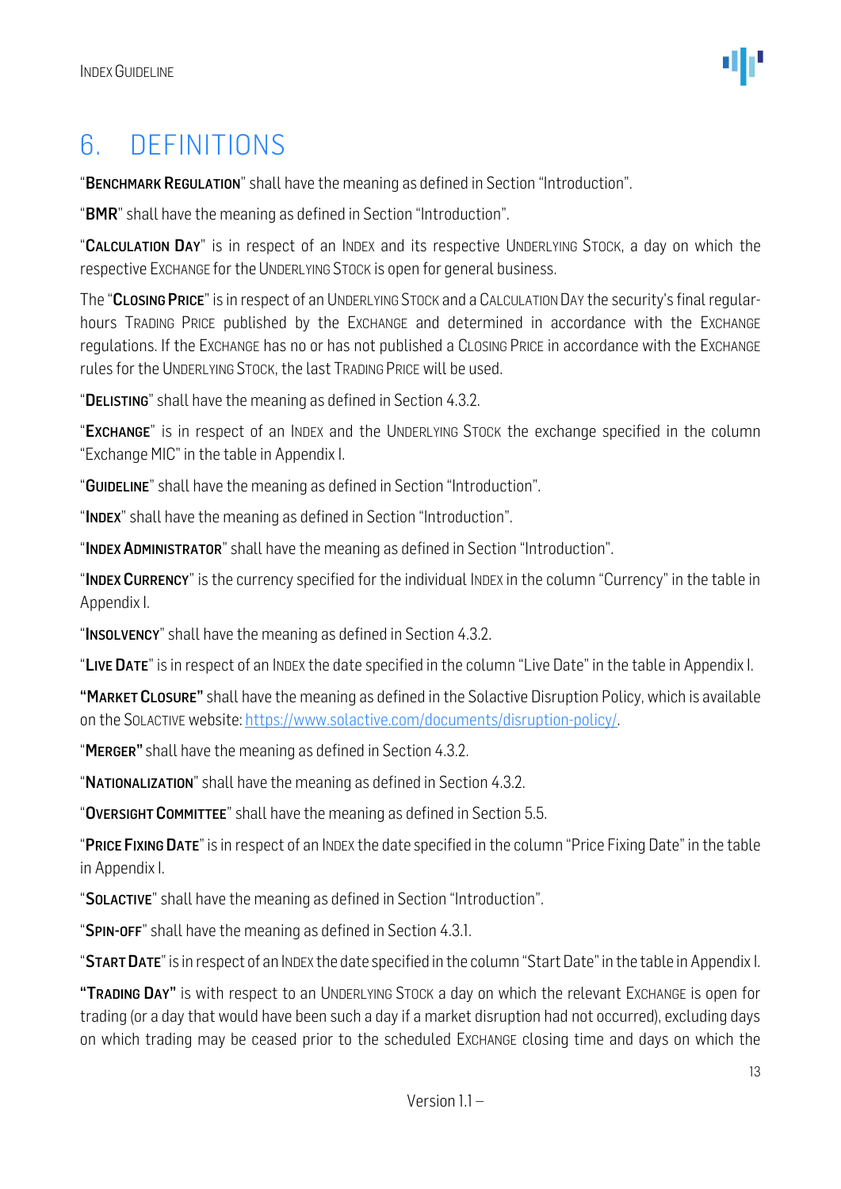# 6. DEFINITIONS

"**BENCHMARK REGULATION**" shall have the meaning as defined in Section "Introduction".

"**BMR**" shall have the meaning as defined in Section "Introduction".

"**CALCULATION DAY**" is in respect of an INDEX and its respective UNDERLYING STOCK, a day on which the respective EXCHANGE for the UNDERLYING STOCK is open for general business.

The "**CLOSING PRICE**" is in respect of an UNDERLYING STOCK and a CALCULATION DAY the security's final regular-hours TRADING PRICE published by the EXCHANGE and determined in accordance with the EXCHANGE regulations. If the EXCHANGE has no or has not published a CLOSING PRICE in accordance with the EXCHANGE rules for the UNDERLYING STOCK, the last TRADING PRICE will be used.

"**DELISTING**" shall have the meaning as defined in Section 4.3.2.

"**EXCHANGE**" is in respect of an INDEX and the UNDERLYING STOCK the exchange specified in the column "Exchange MIC" in the table in Appendix I.

"**GUIDELINE**" shall have the meaning as defined in Section "Introduction".

"**INDEX**" shall have the meaning as defined in Section "Introduction".

"**INDEX ADMINISTRATOR**" shall have the meaning as defined in Section "Introduction".

"**INDEX CURRENCY**" is the currency specified for the individual INDEX in the column "Currency" in the table in Appendix I.

"**INSOLVENCY**" shall have the meaning as defined in Section 4.3.2.

"**LIVE DATE**" is in respect of an INDEX the date specified in the column "Live Date" in the table in Appendix I.

**"MARKET CLOSURE"** shall have the meaning as defined in the Solactive Disruption Policy, which is available on the SOLACTIVE website: [https://www.solactive.com/documents/disruption-policy/](https://www.solactive.com/documents/disruption-policy/).

"**MERGER"** shall have the meaning as defined in Section 4.3.2.

"**NATIONALIZATION**" shall have the meaning as defined in Section 4.3.2.

"**OVERSIGHT COMMITTEE**" shall have the meaning as defined in Section 5.5.

"**PRICE FIXING DATE**" is in respect of an INDEX the date specified in the column "Price Fixing Date" in the table in Appendix I.

"**SOLACTIVE**" shall have the meaning as defined in Section "Introduction".

"**SPIN-OFF**" shall have the meaning as defined in Section 4.3.1.

"**START DATE**" is in respect of an INDEX the date specified in the column "Start Date" in the table in Appendix I.

**"TRADING DAY"** is with respect to an UNDERLYING STOCK a day on which the relevant EXCHANGE is open for trading (or a day that would have been such a day if a market disruption had not occurred), excluding days on which trading may be ceased prior to the scheduled EXCHANGE closing time and days on which the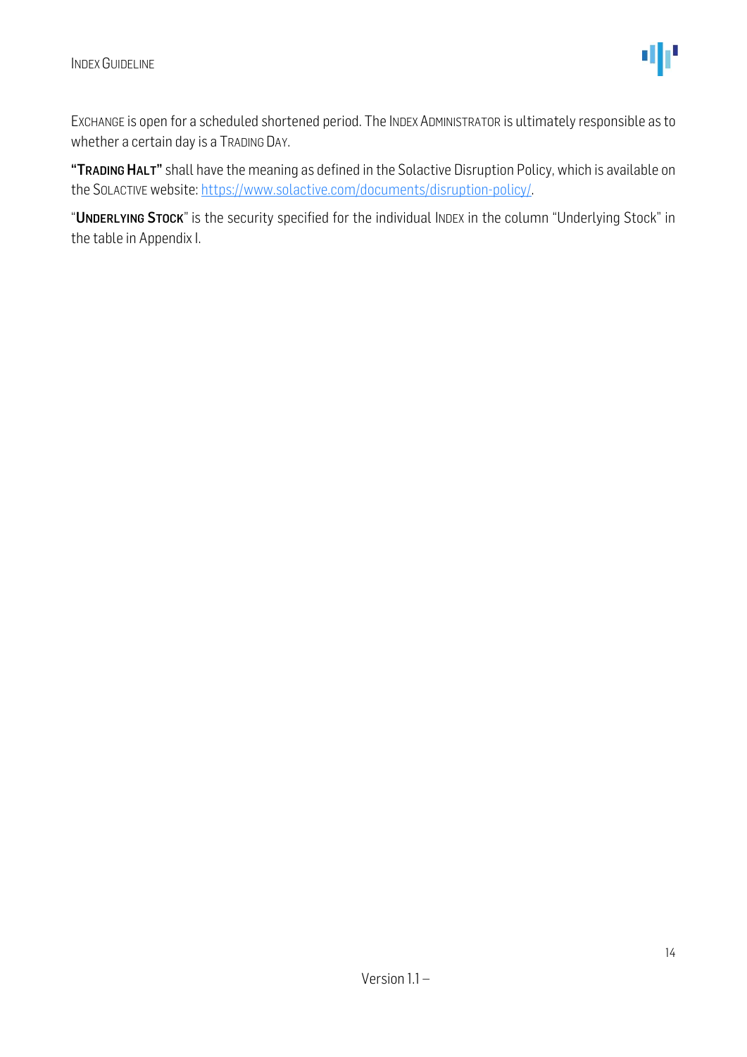EXCHANGE is open for a scheduled shortened period. The INDEX ADMINISTRATOR is ultimately responsible as to whether a certain day is a TRADING DAY.

**"TRADING HALT"** shall have the meaning as defined in the Solactive Disruption Policy, which is available on the SOLACTIVE website: https://www.solactive.com/documents/disruption-policy/.

"**UNDERLYING STOCK**" is the security specified for the individual INDEX in the column "Underlying Stock" in the table in Appendix I.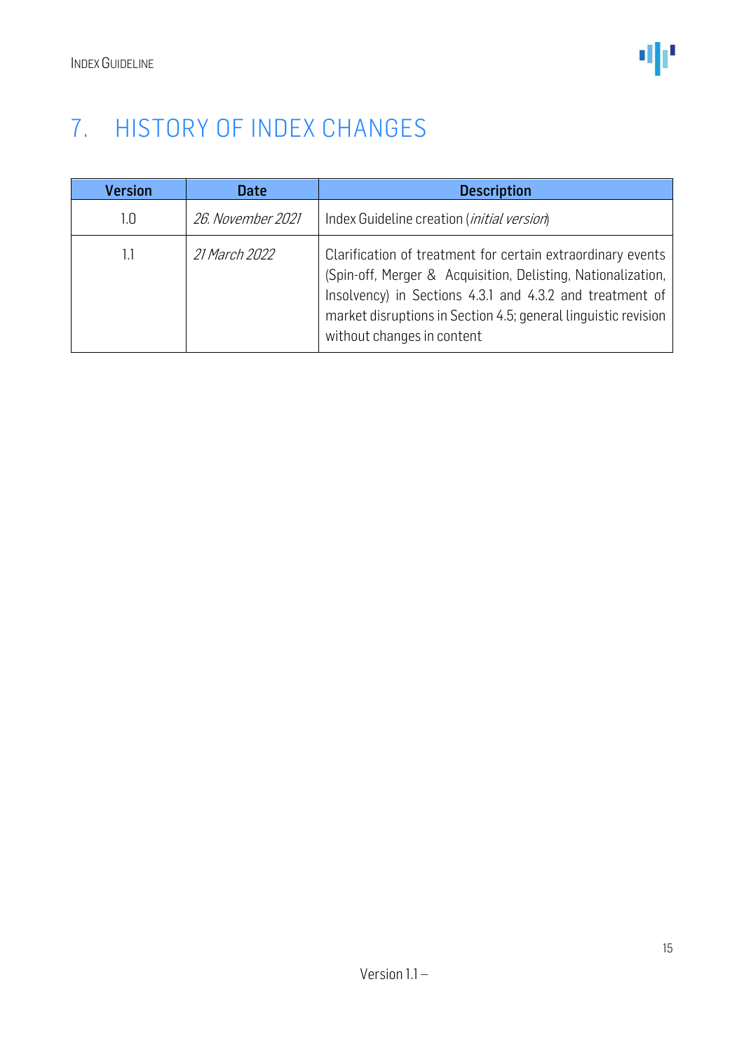# 7. HISTORY OF INDEX CHANGES

| Version | Date | Description |
|---|---|---|
| 1.0 | *26. November 2021* | Index Guideline creation (*initial version*) |
| 1.1 | *21 March 2022* | Clarification of treatment for certain extraordinary events (Spin-off, Merger & Acquisition, Delisting, Nationalization, Insolvency) in Sections 4.3.1 and 4.3.2 and treatment of market disruptions in Section 4.5; general linguistic revision without changes in content |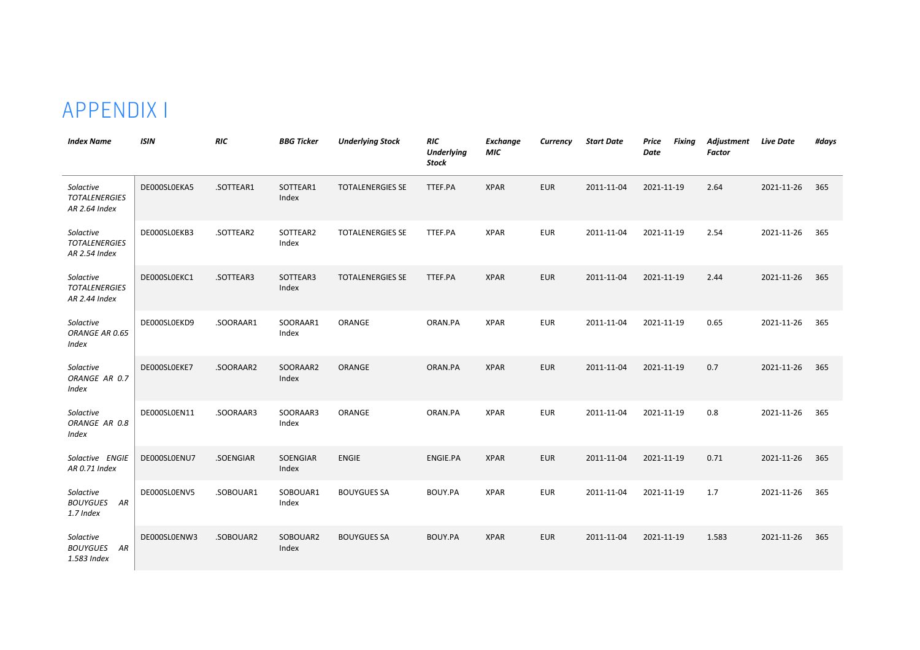# APPENDIX I

| *Index Name* | *ISIN* | *RIC* | *BBG Ticker* | *Underlying Stock* | *RIC Underlying Stock* | *Exchange MIC* | *Currency* | *Start Date* | *Price Fixing Date* | *Adjustment Factor* | *Live Date* | *#days* |
|---|---|---|---|---|---|---|---|---|---|---|---|---|
| *Solactive TOTALENERGIES AR 2.64 Index* | DE000SL0EKA5 | .SOTTEAR1 | SOTTEAR1 Index | TOTALENERGIES SE | TTEF.PA | XPAR | EUR | 2011-11-04 | 2021-11-19 | 2.64 | 2021-11-26 | 365 |
| *Solactive TOTALENERGIES AR 2.54 Index* | DE000SL0EKB3 | .SOTTEAR2 | SOTTEAR2 Index | TOTALENERGIES SE | TTEF.PA | XPAR | EUR | 2011-11-04 | 2021-11-19 | 2.54 | 2021-11-26 | 365 |
| *Solactive TOTALENERGIES AR 2.44 Index* | DE000SL0EKC1 | .SOTTEAR3 | SOTTEAR3 Index | TOTALENERGIES SE | TTEF.PA | XPAR | EUR | 2011-11-04 | 2021-11-19 | 2.44 | 2021-11-26 | 365 |
| *Solactive ORANGE AR 0.65 Index* | DE000SL0EKD9 | .SOORAAR1 | SOORAAR1 Index | ORANGE | ORAN.PA | XPAR | EUR | 2011-11-04 | 2021-11-19 | 0.65 | 2021-11-26 | 365 |
| *Solactive ORANGE AR 0.7 Index* | DE000SL0EKE7 | .SOORAAR2 | SOORAAR2 Index | ORANGE | ORAN.PA | XPAR | EUR | 2011-11-04 | 2021-11-19 | 0.7 | 2021-11-26 | 365 |
| *Solactive ORANGE AR 0.8 Index* | DE000SL0EN11 | .SOORAAR3 | SOORAAR3 Index | ORANGE | ORAN.PA | XPAR | EUR | 2011-11-04 | 2021-11-19 | 0.8 | 2021-11-26 | 365 |
| *Solactive ENGIE AR 0.71 Index* | DE000SL0ENU7 | .SOENGIAR | SOENGIAR Index | ENGIE | ENGIE.PA | XPAR | EUR | 2011-11-04 | 2021-11-19 | 0.71 | 2021-11-26 | 365 |
| *Solactive BOUYGUES AR 1.7 Index* | DE000SL0ENV5 | .SOBOUAR1 | SOBOUAR1 Index | BOUYGUES SA | BOUY.PA | XPAR | EUR | 2011-11-04 | 2021-11-19 | 1.7 | 2021-11-26 | 365 |
| *Solactive BOUYGUES AR 1.583 Index* | DE000SL0ENW3 | .SOBOUAR2 | SOBOUAR2 Index | BOUYGUES SA | BOUY.PA | XPAR | EUR | 2011-11-04 | 2021-11-19 | 1.583 | 2021-11-26 | 365 |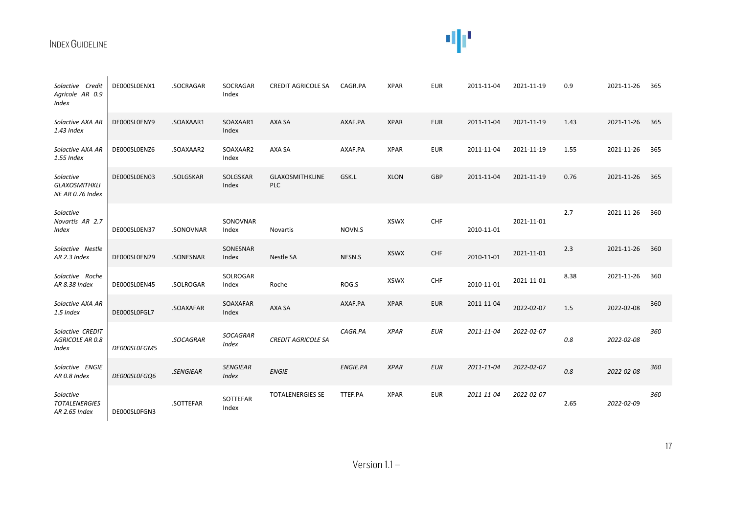| | | | | | | | | | | | | |
|---|---|---|---|---|---|---|---|---|---|---|---|---|
| *Solactive Credit Agricole AR 0.9 Index* | DE000SL0ENX1 | .SOCRAGAR | SOCRAGAR Index | CREDIT AGRICOLE SA | CAGR.PA | XPAR | EUR | 2011-11-04 | 2021-11-19 | 0.9 | 2021-11-26 | 365 |
| *Solactive AXA AR 1.43 Index* | DE000SL0ENY9 | .SOAXAAR1 | SOAXAAR1 Index | AXA SA | AXAF.PA | XPAR | EUR | 2011-11-04 | 2021-11-19 | 1.43 | 2021-11-26 | 365 |
| *Solactive AXA AR 1.55 Index* | DE000SL0ENZ6 | .SOAXAAR2 | SOAXAAR2 Index | AXA SA | AXAF.PA | XPAR | EUR | 2011-11-04 | 2021-11-19 | 1.55 | 2021-11-26 | 365 |
| *Solactive GLAXOSMITHKLINE AR 0.76 Index* | DE000SL0EN03 | .SOLGSKAR | SOLGSKAR Index | GLAXOSMITHKLINE PLC | GSK.L | XLON | GBP | 2011-11-04 | 2021-11-19 | 0.76 | 2021-11-26 | 365 |
| *Solactive Novartis AR 2.7 Index* | DE000SL0EN37 | .SONOVNAR | SONOVNAR Index | Novartis | NOVN.S | XSWX | CHF | 2010-11-01 | 2021-11-01 | 2.7 | 2021-11-26 | 360 |
| *Solactive Nestle AR 2.3 Index* | DE000SL0EN29 | .SONESNAR | SONESNAR Index | Nestle SA | NESN.S | XSWX | CHF | 2010-11-01 | 2021-11-01 | 2.3 | 2021-11-26 | 360 |
| *Solactive Roche AR 8.38 Index* | DE000SL0EN45 | .SOLROGAR | SOLROGAR Index | Roche | ROG.S | XSWX | CHF | 2010-11-01 | 2021-11-01 | 8.38 | 2021-11-26 | 360 |
| *Solactive AXA AR 1.5 Index* | DE000SL0FGL7 | .SOAXAFAR | SOAXAFAR Index | AXA SA | AXAF.PA | XPAR | EUR | 2011-11-04 | 2022-02-07 | 1.5 | 2022-02-08 | 360 |
| *Solactive CREDIT AGRICOLE AR 0.8 Index* | *DE000SL0FGM5* | *.SOCAGRAR* | *SOCAGRAR Index* | *CREDIT AGRICOLE SA* | *CAGR.PA* | *XPAR* | *EUR* | *2011-11-04* | *2022-02-07* | *0.8* | *2022-02-08* | *360* |
| *Solactive ENGIE AR 0.8 Index* | *DE000SL0FGQ6* | *.SENGIEAR* | *SENGIEAR Index* | *ENGIE* | *ENGIE.PA* | *XPAR* | *EUR* | *2011-11-04* | *2022-02-07* | *0.8* | *2022-02-08* | *360* |
| *Solactive TOTALENERGIES AR 2.65 Index* | DE000SL0FGN3 | .SOTTEFAR | SOTTEFAR Index | TOTALENERGIES SE | TTEF.PA | XPAR | EUR | *2011-11-04* | *2022-02-07* | 2.65 | *2022-02-09* | *360* |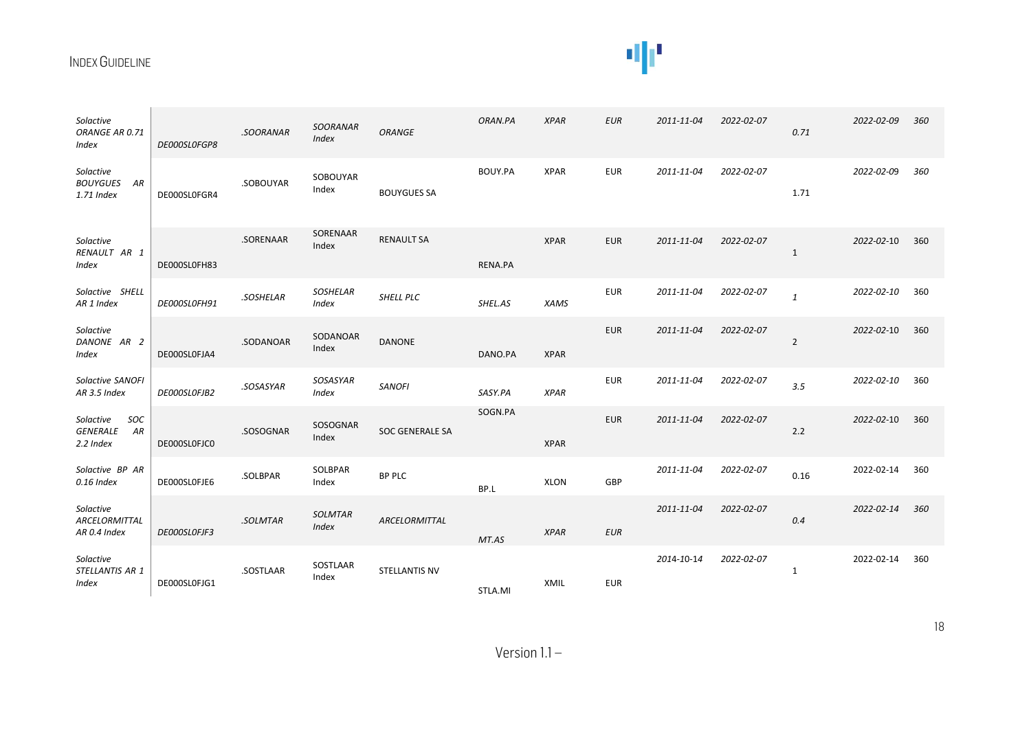| | | | | | | | | | | | |
|---|---|---|---|---|---|---|---|---|---|---|---|
| *Solactive ORANGE AR 0.71 Index* | *DE000SL0FGP8* | *.SOORANAR* | *SOORANAR Index* | *ORANGE* | *ORAN.PA* | *XPAR* | *EUR* | *2011-11-04* | *2022-02-07* | *0.71* | *2022-02-09* | *360* |
| *Solactive BOUYGUES AR 1.71 Index* | DE000SL0FGR4 | .SOBOUYAR | SOBOUYAR Index | BOUYGUES SA | BOUY.PA | XPAR | EUR | *2011-11-04* | *2022-02-07* | 1.71 | *2022-02-09* | *360* |
| *Solactive RENAULT AR 1 Index* | DE000SL0FH83 | .SORENAAR | SORENAAR Index | RENAULT SA | RENA.PA | XPAR | EUR | *2011-11-04* | *2022-02-07* | 1 | *2022-02-10* | 360 |
| *Solactive SHELL AR 1 Index* | *DE000SL0FH91* | *.SOSHELAR* | *SOSHELAR Index* | *SHELL PLC* | *SHEL.AS* | *XAMS* | EUR | *2011-11-04* | *2022-02-07* | *1* | *2022-02-10* | 360 |
| *Solactive DANONE AR 2 Index* | DE000SL0FJA4 | .SODANOAR | SODANOAR Index | DANONE | DANO.PA | XPAR | EUR | *2011-11-04* | *2022-02-07* | 2 | *2022-02-10* | 360 |
| *Solactive SANOFI AR 3.5 Index* | *DE000SL0FJB2* | *.SOSASYAR* | *SOSASYAR Index* | *SANOFI* | *SASY.PA* | *XPAR* | EUR | *2011-11-04* | *2022-02-07* | *3.5* | *2022-02-10* | 360 |
| *Solactive SOC GENERALE AR 2.2 Index* | DE000SL0FJC0 | .SOSOGNAR | SOSOGNAR Index | SOC GENERALE SA | SOGN.PA | XPAR | EUR | *2011-11-04* | *2022-02-07* | 2.2 | *2022-02-10* | 360 |
| *Solactive BP AR 0.16 Index* | DE000SL0FJE6 | .SOLBPAR | SOLBPAR Index | BP PLC | BP.L | XLON | GBP | *2011-11-04* | *2022-02-07* | 0.16 | 2022-02-14 | 360 |
| *Solactive ARCELORMITTAL AR 0.4 Index* | *DE000SL0FJF3* | *.SOLMTAR* | *SOLMTAR Index* | *ARCELORMITTAL* | *MT.AS* | *XPAR* | *EUR* | *2011-11-04* | *2022-02-07* | *0.4* | *2022-02-14* | *360* |
| *Solactive STELLANTIS AR 1 Index* | DE000SL0FJG1 | .SOSTLAAR | SOSTLAAR Index | STELLANTIS NV | STLA.MI | XMIL | EUR | *2014-10-14* | *2022-02-07* | 1 | 2022-02-14 | 360 |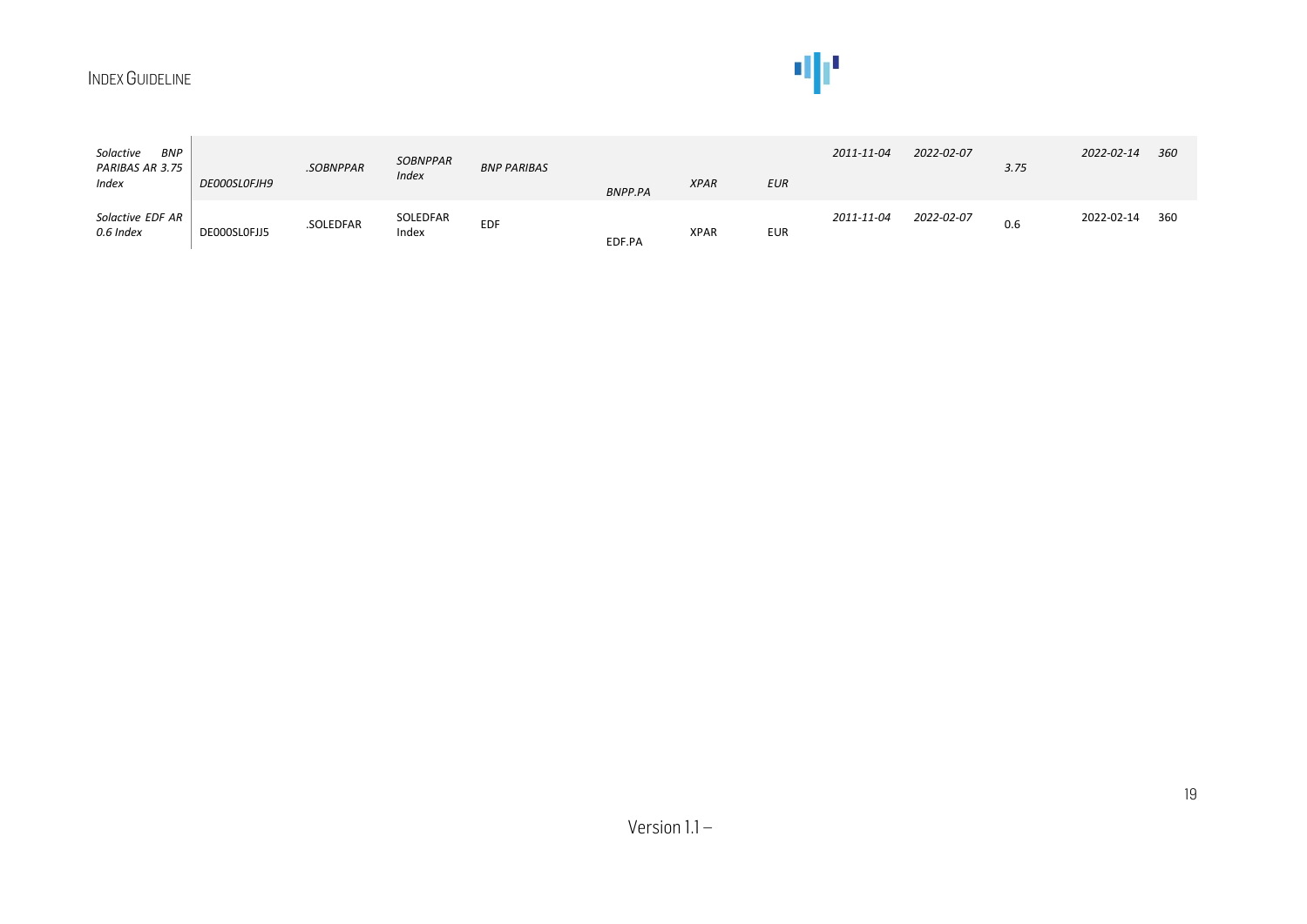| | | | | | | | | | | | | |
|---|---|---|---|---|---|---|---|---|---|---|---|---|
| *Solactive BNP PARIBAS AR 3.75 Index* | *DE000SL0FJH9* | *.SOBNPPAR* | *SOBNPPAR Index* | *BNP PARIBAS* | *BNPP.PA* | *XPAR* | *EUR* | *2011-11-04* | *2022-02-07* | *3.75* | *2022-02-14* | *360* |
| *Solactive EDF AR 0.6 Index* | DE000SL0FJJ5 | .SOLEDFAR | SOLEDFAR Index | EDF | EDF.PA | XPAR | EUR | *2011-11-04* | *2022-02-07* | 0.6 | 2022-02-14 | 360 |

Version 1.1 –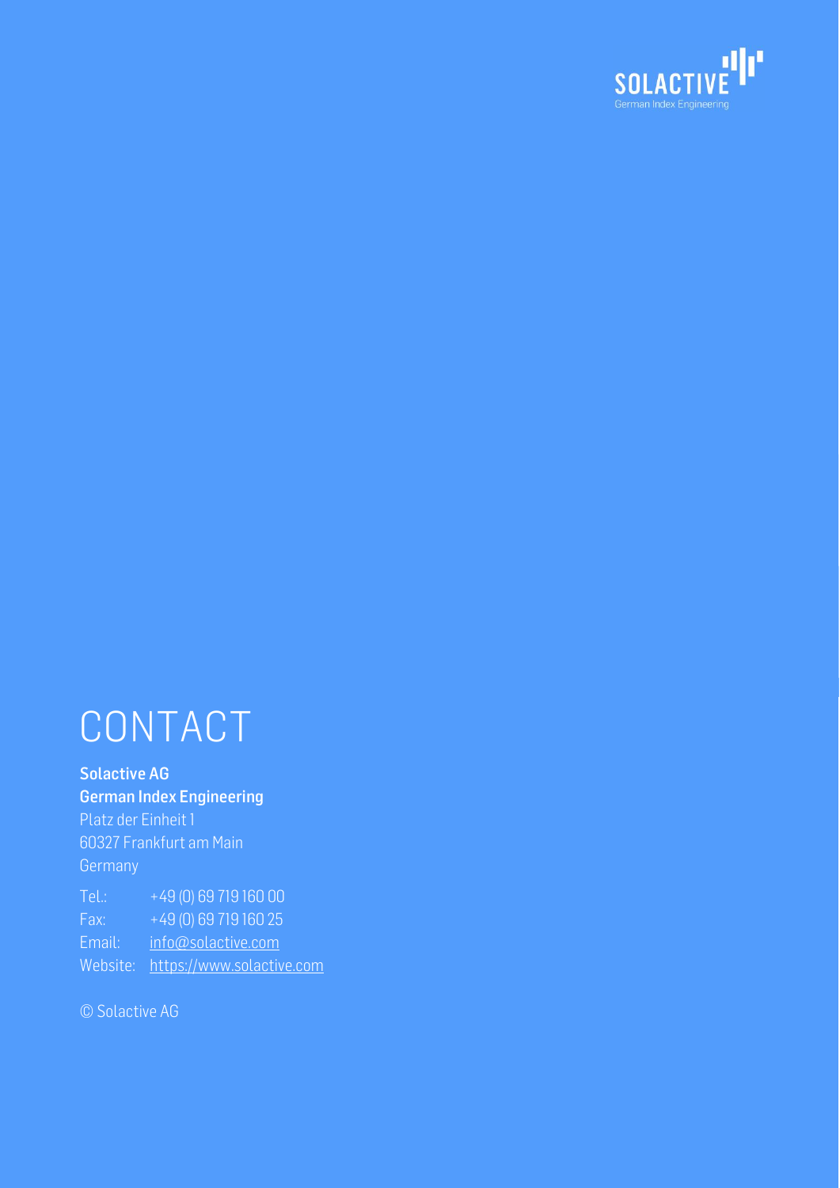# CONTACT

**Solactive AG**
**German Index Engineering**
Platz der Einheit 1
60327 Frankfurt am Main
Germany

Tel.: +49 (0) 69 719 160 00
Fax: +49 (0) 69 719 160 25
Email: info@solactive.com
Website: https://www.solactive.com

© Solactive AG